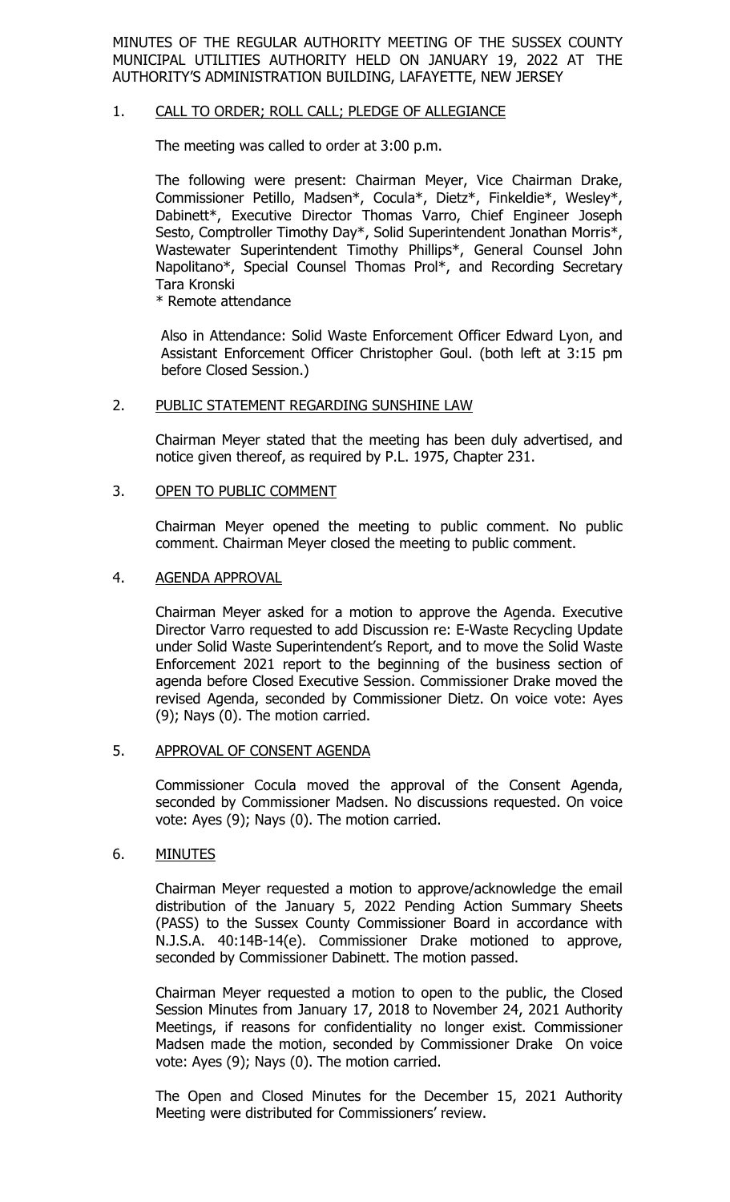MINUTES OF THE REGULAR AUTHORITY MEETING OF THE SUSSEX COUNTY MUNICIPAL UTILITIES AUTHORITY HELD ON JANUARY 19, 2022 AT THE AUTHORITY'S ADMINISTRATION BUILDING, LAFAYETTE, NEW JERSEY

1. CALL TO ORDER; ROLL CALL; PLEDGE OF ALLEGIANCE

   The meeting was called to order at 3:00 p.m.

   The following were present: Chairman Meyer, Vice Chairman Drake, Commissioner Petillo, Madsen*, Cocula*, Dietz*, Finkeldie*, Wesley*, Dabinett*, Executive Director Thomas Varro, Chief Engineer Joseph Sesto, Comptroller Timothy Day*, Solid Superintendent Jonathan Morris*, Wastewater Superintendent Timothy Phillips*, General Counsel John Napolitano*, Special Counsel Thomas Prol*, and Recording Secretary Tara Kronski
   * Remote attendance

   Also in Attendance: Solid Waste Enforcement Officer Edward Lyon, and Assistant Enforcement Officer Christopher Goul. (both left at 3:15 pm before Closed Session.)

2. PUBLIC STATEMENT REGARDING SUNSHINE LAW

   Chairman Meyer stated that the meeting has been duly advertised, and notice given thereof, as required by P.L. 1975, Chapter 231.

3. OPEN TO PUBLIC COMMENT

   Chairman Meyer opened the meeting to public comment. No public comment. Chairman Meyer closed the meeting to public comment.

4. AGENDA APPROVAL

   Chairman Meyer asked for a motion to approve the Agenda. Executive Director Varro requested to add Discussion re: E-Waste Recycling Update under Solid Waste Superintendent's Report, and to move the Solid Waste Enforcement 2021 report to the beginning of the business section of agenda before Closed Executive Session. Commissioner Drake moved the revised Agenda, seconded by Commissioner Dietz. On voice vote: Ayes (9); Nays (0). The motion carried.

5. APPROVAL OF CONSENT AGENDA

   Commissioner Cocula moved the approval of the Consent Agenda, seconded by Commissioner Madsen. No discussions requested. On voice vote: Ayes (9); Nays (0). The motion carried.

6. MINUTES

   Chairman Meyer requested a motion to approve/acknowledge the email distribution of the January 5, 2022 Pending Action Summary Sheets (PASS) to the Sussex County Commissioner Board in accordance with N.J.S.A. 40:14B-14(e). Commissioner Drake motioned to approve, seconded by Commissioner Dabinett. The motion passed.

   Chairman Meyer requested a motion to open to the public, the Closed Session Minutes from January 17, 2018 to November 24, 2021 Authority Meetings, if reasons for confidentiality no longer exist. Commissioner Madsen made the motion, seconded by Commissioner Drake On voice vote: Ayes (9); Nays (0). The motion carried.

   The Open and Closed Minutes for the December 15, 2021 Authority Meeting were distributed for Commissioners' review.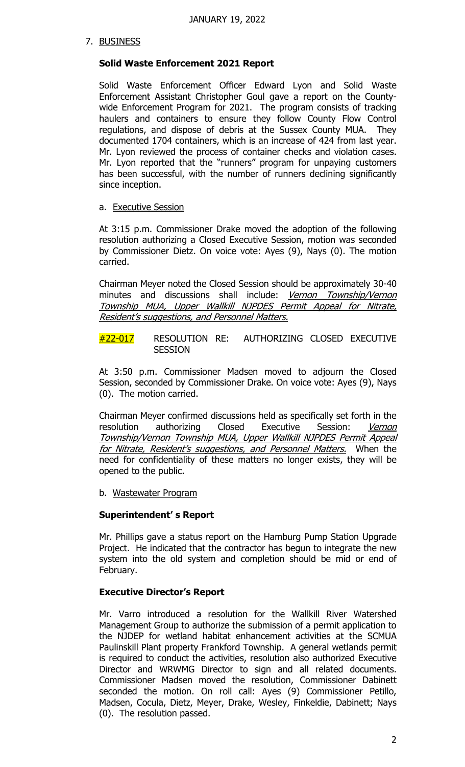JANUARY 19, 2022

7. <u>BUSINESS</u>

**Solid Waste Enforcement 2021 Report**

Solid Waste Enforcement Officer Edward Lyon and Solid Waste Enforcement Assistant Christopher Goul gave a report on the County-wide Enforcement Program for 2021. The program consists of tracking haulers and containers to ensure they follow County Flow Control regulations, and dispose of debris at the Sussex County MUA. They documented 1704 containers, which is an increase of 424 from last year. Mr. Lyon reviewed the process of container checks and violation cases. Mr. Lyon reported that the "runners" program for unpaying customers has been successful, with the number of runners declining significantly since inception.

a. <u>Executive Session</u>

At 3:15 p.m. Commissioner Drake moved the adoption of the following resolution authorizing a Closed Executive Session, motion was seconded by Commissioner Dietz. On voice vote: Ayes (9), Nays (0). The motion carried.

Chairman Meyer noted the Closed Session should be approximately 30-40 minutes and discussions shall include: <u>*Vernon Township/Vernon Township MUA, Upper Wallkill NJPDES Permit Appeal for Nitrate, Resident's suggestions, and Personnel Matters.*</u>

#22-017 RESOLUTION RE: AUTHORIZING CLOSED EXECUTIVE SESSION

At 3:50 p.m. Commissioner Madsen moved to adjourn the Closed Session, seconded by Commissioner Drake. On voice vote: Ayes (9), Nays (0). The motion carried.

Chairman Meyer confirmed discussions held as specifically set forth in the resolution authorizing Closed Executive Session: <u>*Vernon Township/Vernon Township MUA, Upper Wallkill NJPDES Permit Appeal for Nitrate, Resident's suggestions, and Personnel Matters.*</u> When the need for confidentiality of these matters no longer exists, they will be opened to the public.

b. <u>Wastewater Program</u>

**Superintendent' s Report**

Mr. Phillips gave a status report on the Hamburg Pump Station Upgrade Project. He indicated that the contractor has begun to integrate the new system into the old system and completion should be mid or end of February.

**Executive Director's Report**

Mr. Varro introduced a resolution for the Wallkill River Watershed Management Group to authorize the submission of a permit application to the NJDEP for wetland habitat enhancement activities at the SCMUA Paulinskill Plant property Frankford Township. A general wetlands permit is required to conduct the activities, resolution also authorized Executive Director and WRWMG Director to sign and all related documents. Commissioner Madsen moved the resolution, Commissioner Dabinett seconded the motion. On roll call: Ayes (9) Commissioner Petillo, Madsen, Cocula, Dietz, Meyer, Drake, Wesley, Finkeldie, Dabinett; Nays (0). The resolution passed.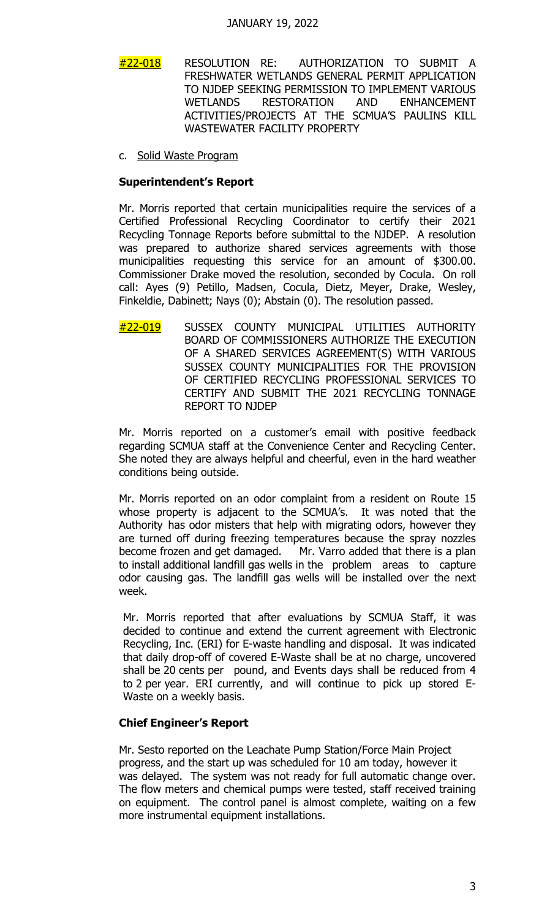JANUARY 19, 2022

#22-018 RESOLUTION RE: AUTHORIZATION TO SUBMIT A FRESHWATER WETLANDS GENERAL PERMIT APPLICATION TO NJDEP SEEKING PERMISSION TO IMPLEMENT VARIOUS WETLANDS RESTORATION AND ENHANCEMENT ACTIVITIES/PROJECTS AT THE SCMUA'S PAULINS KILL WASTEWATER FACILITY PROPERTY

c. Solid Waste Program

**Superintendent's Report**

Mr. Morris reported that certain municipalities require the services of a Certified Professional Recycling Coordinator to certify their 2021 Recycling Tonnage Reports before submittal to the NJDEP. A resolution was prepared to authorize shared services agreements with those municipalities requesting this service for an amount of $300.00. Commissioner Drake moved the resolution, seconded by Cocula. On roll call: Ayes (9) Petillo, Madsen, Cocula, Dietz, Meyer, Drake, Wesley, Finkeldie, Dabinett; Nays (0); Abstain (0). The resolution passed.

#22-019 SUSSEX COUNTY MUNICIPAL UTILITIES AUTHORITY BOARD OF COMMISSIONERS AUTHORIZE THE EXECUTION OF A SHARED SERVICES AGREEMENT(S) WITH VARIOUS SUSSEX COUNTY MUNICIPALITIES FOR THE PROVISION OF CERTIFIED RECYCLING PROFESSIONAL SERVICES TO CERTIFY AND SUBMIT THE 2021 RECYCLING TONNAGE REPORT TO NJDEP

Mr. Morris reported on a customer's email with positive feedback regarding SCMUA staff at the Convenience Center and Recycling Center. She noted they are always helpful and cheerful, even in the hard weather conditions being outside.

Mr. Morris reported on an odor complaint from a resident on Route 15 whose property is adjacent to the SCMUA's. It was noted that the Authority has odor misters that help with migrating odors, however they are turned off during freezing temperatures because the spray nozzles become frozen and get damaged. Mr. Varro added that there is a plan to install additional landfill gas wells in the problem areas to capture odor causing gas. The landfill gas wells will be installed over the next week.

Mr. Morris reported that after evaluations by SCMUA Staff, it was decided to continue and extend the current agreement with Electronic Recycling, Inc. (ERI) for E-waste handling and disposal. It was indicated that daily drop-off of covered E-Waste shall be at no charge, uncovered shall be 20 cents per pound, and Events days shall be reduced from 4 to 2 per year. ERI currently, and will continue to pick up stored E-Waste on a weekly basis.

**Chief Engineer's Report**

Mr. Sesto reported on the Leachate Pump Station/Force Main Project progress, and the start up was scheduled for 10 am today, however it was delayed. The system was not ready for full automatic change over. The flow meters and chemical pumps were tested, staff received training on equipment. The control panel is almost complete, waiting on a few more instrumental equipment installations.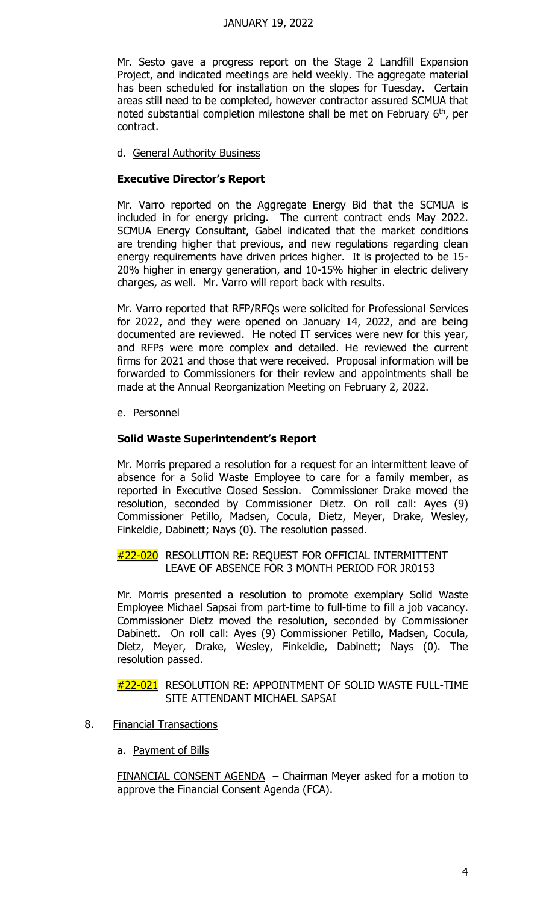Mr. Sesto gave a progress report on the Stage 2 Landfill Expansion Project, and indicated meetings are held weekly. The aggregate material has been scheduled for installation on the slopes for Tuesday. Certain areas still need to be completed, however contractor assured SCMUA that noted substantial completion milestone shall be met on February 6th, per contract.

d. General Authority Business

**Executive Director's Report**

Mr. Varro reported on the Aggregate Energy Bid that the SCMUA is included in for energy pricing. The current contract ends May 2022. SCMUA Energy Consultant, Gabel indicated that the market conditions are trending higher that previous, and new regulations regarding clean energy requirements have driven prices higher. It is projected to be 15-20% higher in energy generation, and 10-15% higher in electric delivery charges, as well. Mr. Varro will report back with results.

Mr. Varro reported that RFP/RFQs were solicited for Professional Services for 2022, and they were opened on January 14, 2022, and are being documented are reviewed. He noted IT services were new for this year, and RFPs were more complex and detailed. He reviewed the current firms for 2021 and those that were received. Proposal information will be forwarded to Commissioners for their review and appointments shall be made at the Annual Reorganization Meeting on February 2, 2022.

e. Personnel

**Solid Waste Superintendent's Report**

Mr. Morris prepared a resolution for a request for an intermittent leave of absence for a Solid Waste Employee to care for a family member, as reported in Executive Closed Session. Commissioner Drake moved the resolution, seconded by Commissioner Dietz. On roll call: Ayes (9) Commissioner Petillo, Madsen, Cocula, Dietz, Meyer, Drake, Wesley, Finkeldie, Dabinett; Nays (0). The resolution passed.

#22-020 RESOLUTION RE: REQUEST FOR OFFICIAL INTERMITTENT LEAVE OF ABSENCE FOR 3 MONTH PERIOD FOR JR0153

Mr. Morris presented a resolution to promote exemplary Solid Waste Employee Michael Sapsai from part-time to full-time to fill a job vacancy. Commissioner Dietz moved the resolution, seconded by Commissioner Dabinett. On roll call: Ayes (9) Commissioner Petillo, Madsen, Cocula, Dietz, Meyer, Drake, Wesley, Finkeldie, Dabinett; Nays (0). The resolution passed.

#22-021 RESOLUTION RE: APPOINTMENT OF SOLID WASTE FULL-TIME SITE ATTENDANT MICHAEL SAPSAI

8. Financial Transactions

a. Payment of Bills

FINANCIAL CONSENT AGENDA – Chairman Meyer asked for a motion to approve the Financial Consent Agenda (FCA).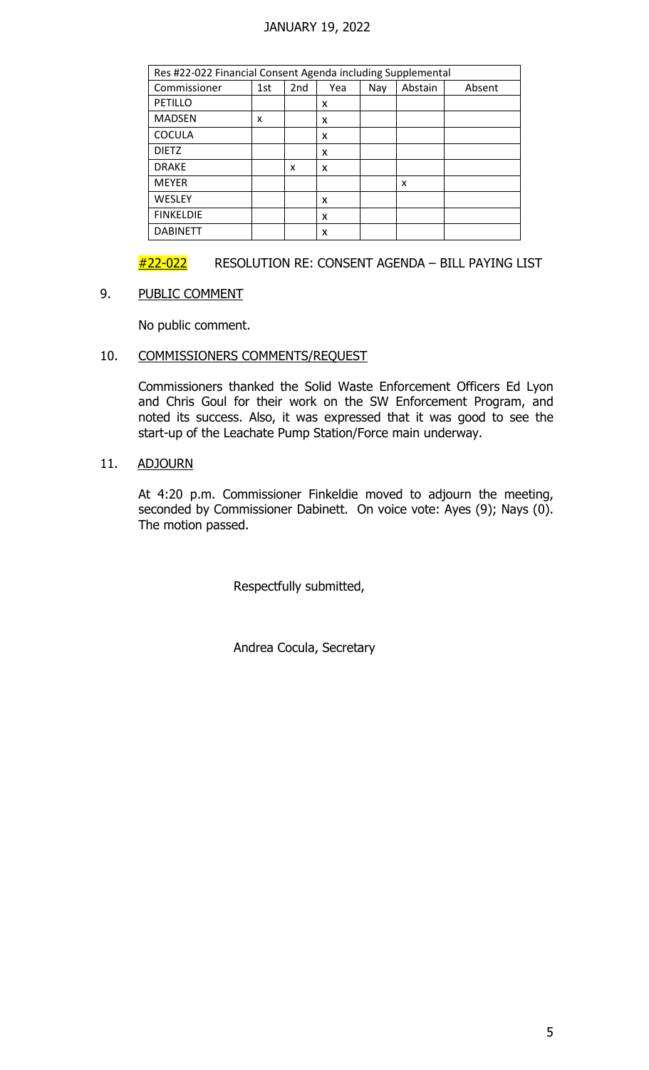JANUARY 19, 2022

| Res #22-022 Financial Consent Agenda including Supplemental | | | | | | |
|---|---|---|---|---|---|---|
| Commissioner | 1st | 2nd | Yea | Nay | Abstain | Absent |
| PETILLO | | | x | | | |
| MADSEN | x | | x | | | |
| COCULA | | | x | | | |
| DIETZ | | | x | | | |
| DRAKE | | x | x | | | |
| MEYER | | | | | x | |
| WESLEY | | | x | | | |
| FINKELDIE | | | x | | | |
| DABINETT | | | x | | | |

#22-022 RESOLUTION RE: CONSENT AGENDA – BILL PAYING LIST

9. PUBLIC COMMENT

No public comment.

10. COMMISSIONERS COMMENTS/REQUEST

Commissioners thanked the Solid Waste Enforcement Officers Ed Lyon and Chris Goul for their work on the SW Enforcement Program, and noted its success. Also, it was expressed that it was good to see the start-up of the Leachate Pump Station/Force main underway.

11. ADJOURN

At 4:20 p.m. Commissioner Finkeldie moved to adjourn the meeting, seconded by Commissioner Dabinett. On voice vote: Ayes (9); Nays (0). The motion passed.

Respectfully submitted,

Andrea Cocula, Secretary